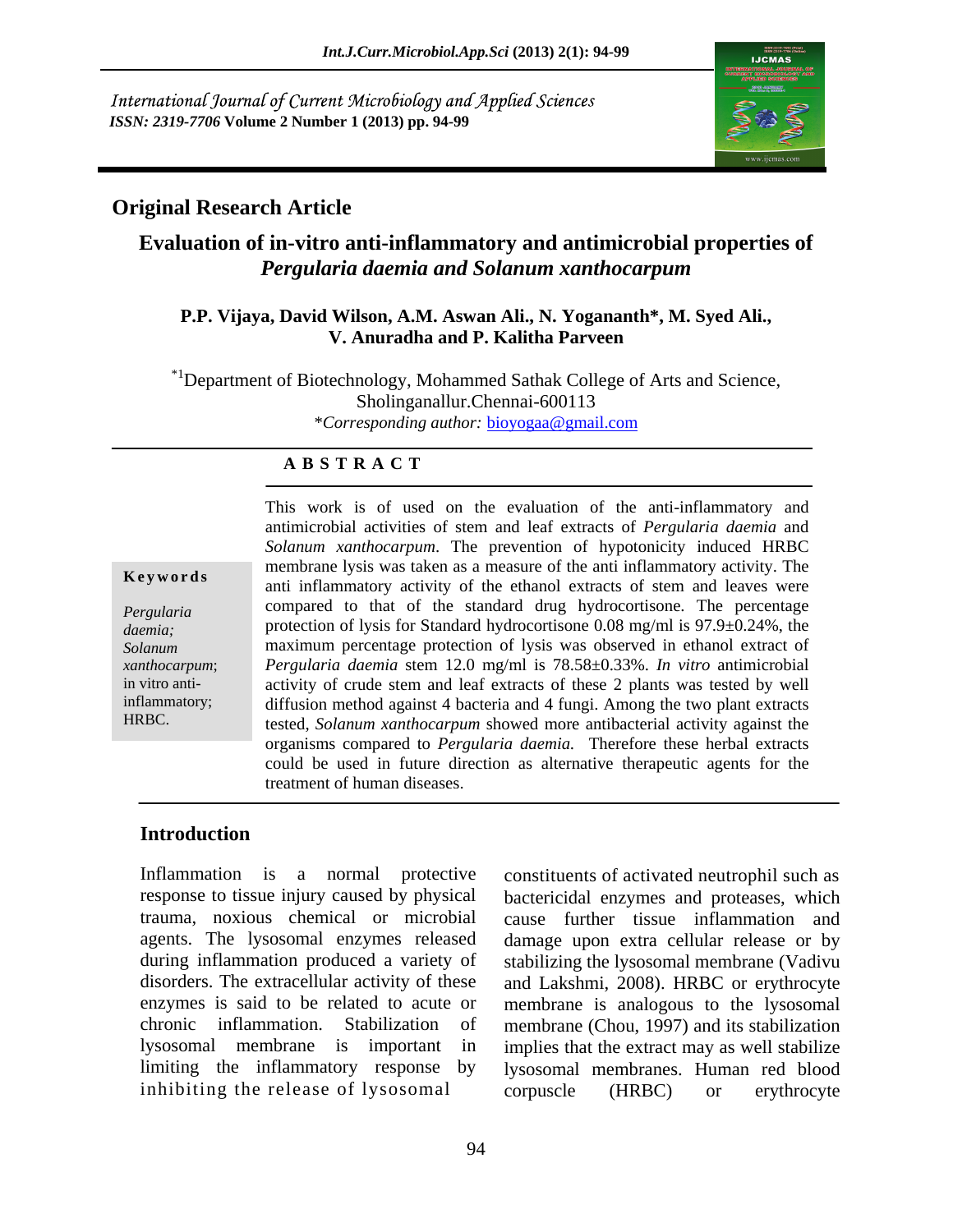International Journal of Current Microbiology and Applied Sciences
*ISSN: 2319-7706* **Volume 2 Number 1 (2013) pp. 94-99**

## Original Research Article

# Evaluation of in-vitro anti-inflammatory and antimicrobial properties of *Pergularia daemia and Solanum xanthocarpum*

**P.P. Vijaya, David Wilson, A.M. Aswan Ali., N. Yogananth\*, M. Syed Ali., V. Anuradha and P. Kalitha Parveen**

\*[1]Department of Biotechnology, Mohammed Sathak College of Arts and Science, Sholinganallur.Chennai-600113

*\*Corresponding author:* bioyogaa@gmail.com

### A B S T R A C T

**Keywords**

*Pergularia daemia; Solanum xanthocarpum*; in vitro anti-inflammatory; HRBC.

This work is of used on the evaluation of the anti-inflammatory and antimicrobial activities of stem and leaf extracts of *Pergularia daemia* and *Solanum xanthocarpum*. The prevention of hypotonicity induced HRBC membrane lysis was taken as a measure of the anti inflammatory activity. The anti inflammatory activity of the ethanol extracts of stem and leaves were compared to that of the standard drug hydrocortisone. The percentage protection of lysis for Standard hydrocortisone 0.08 mg/ml is 97.9±0.24%, the maximum percentage protection of lysis was observed in ethanol extract of *Pergularia daemia* stem 12.0 mg/ml is 78.58±0.33%. *In vitro* antimicrobial activity of crude stem and leaf extracts of these 2 plants was tested by well diffusion method against 4 bacteria and 4 fungi. Among the two plant extracts tested, *Solanum xanthocarpum* showed more antibacterial activity against the organisms compared to *Pergularia daemia.* Therefore these herbal extracts could be used in future direction as alternative therapeutic agents for the treatment of human diseases.

## Introduction

Inflammation is a normal protective response to tissue injury caused by physical trauma, noxious chemical or microbial agents. The lysosomal enzymes released during inflammation produced a variety of disorders. The extracellular activity of these enzymes is said to be related to acute or chronic inflammation. Stabilization of lysosomal membrane is important in limiting the inflammatory response by inhibiting the release of lysosomal constituents of activated neutrophil such as bactericidal enzymes and proteases, which cause further tissue inflammation and damage upon extra cellular release or by stabilizing the lysosomal membrane (Vadivu and Lakshmi, 2008). HRBC or erythrocyte membrane is analogous to the lysosomal membrane (Chou, 1997) and its stabilization implies that the extract may as well stabilize lysosomal membranes. Human red blood corpuscle (HRBC) or erythrocyte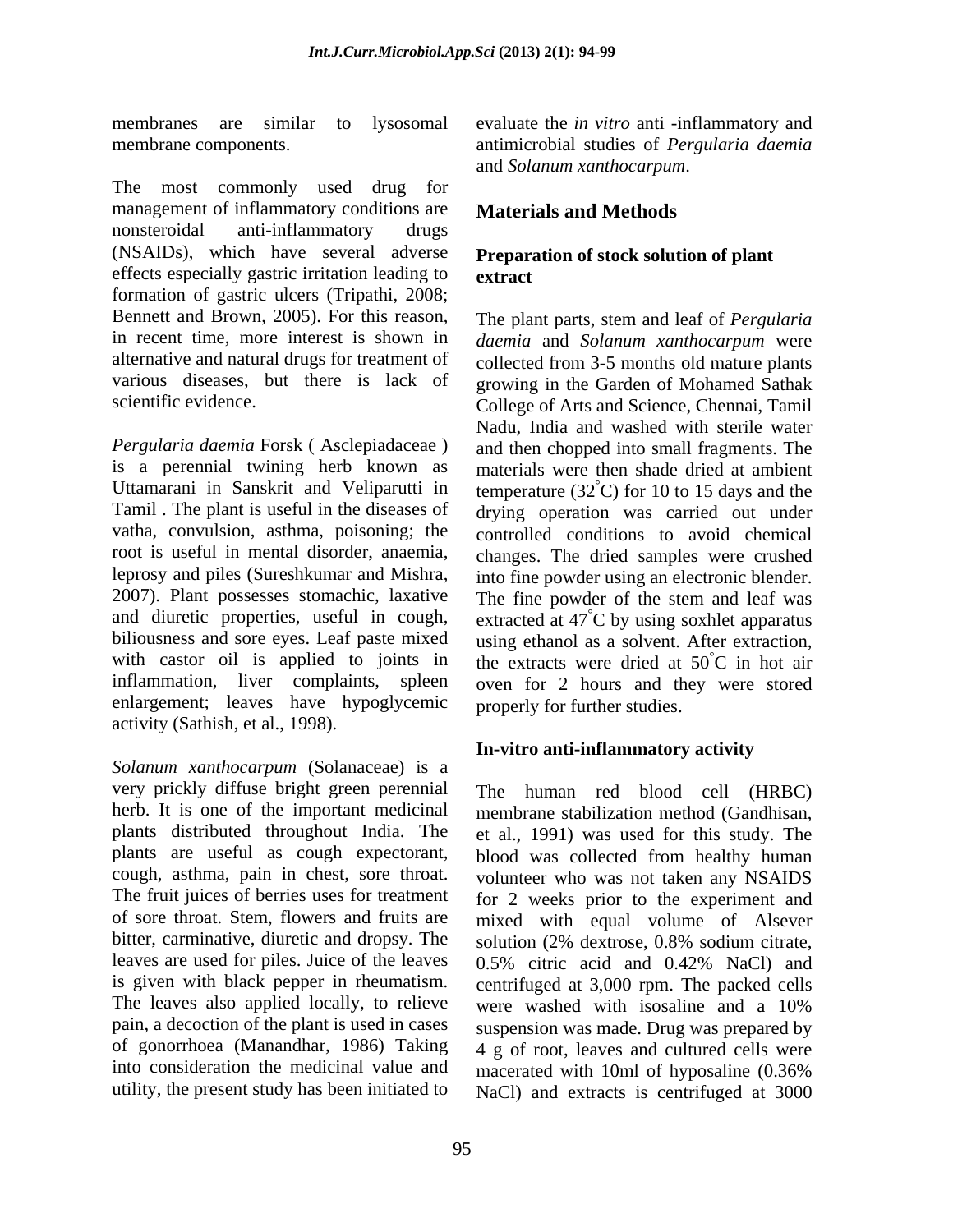membranes are similar to lysosomal membrane components.

The most commonly used drug for management of inflammatory conditions are nonsteroidal anti-inflammatory drugs (NSAIDs), which have several adverse effects especially gastric irritation leading to formation of gastric ulcers (Tripathi, 2008; Bennett and Brown, 2005). For this reason, in recent time, more interest is shown in alternative and natural drugs for treatment of various diseases, but there is lack of scientific evidence.

*Pergularia daemia* Forsk ( Asclepiadaceae ) is a perennial twining herb known as Uttamarani in Sanskrit and Veliparutti in Tamil . The plant is useful in the diseases of vatha, convulsion, asthma, poisoning; the root is useful in mental disorder, anaemia, leprosy and piles (Sureshkumar and Mishra, 2007). Plant possesses stomachic, laxative and diuretic properties, useful in cough, biliousness and sore eyes. Leaf paste mixed with castor oil is applied to joints in inflammation, liver complaints, spleen enlargement; leaves have hypoglycemic activity (Sathish, et al., 1998).

*Solanum xanthocarpum* (Solanaceae) is a very prickly diffuse bright green perennial herb. It is one of the important medicinal plants distributed throughout India. The plants are useful as cough expectorant, cough, asthma, pain in chest, sore throat. The fruit juices of berries uses for treatment of sore throat. Stem, flowers and fruits are bitter, carminative, diuretic and dropsy. The leaves are used for piles. Juice of the leaves is given with black pepper in rheumatism. The leaves also applied locally, to relieve pain, a decoction of the plant is used in cases of gonorrhoea (Manandhar, 1986) Taking into consideration the medicinal value and utility, the present study has been initiated to evaluate the *in vitro* anti -inflammatory and antimicrobial studies of *Pergularia daemia* and *Solanum xanthocarpum*.

## Materials and Methods

### Preparation of stock solution of plant extract

The plant parts, stem and leaf of *Pergularia daemia* and *Solanum xanthocarpum* were collected from 3-5 months old mature plants growing in the Garden of Mohamed Sathak College of Arts and Science, Chennai, Tamil Nadu, India and washed with sterile water and then chopped into small fragments. The materials were then shade dried at ambient temperature (32°C) for 10 to 15 days and the drying operation was carried out under controlled conditions to avoid chemical changes. The dried samples were crushed into fine powder using an electronic blender. The fine powder of the stem and leaf was extracted at 47°C by using soxhlet apparatus using ethanol as a solvent. After extraction, the extracts were dried at 50°C in hot air oven for 2 hours and they were stored properly for further studies.

### In-vitro anti-inflammatory activity

The human red blood cell (HRBC) membrane stabilization method (Gandhisan, et al., 1991) was used for this study. The blood was collected from healthy human volunteer who was not taken any NSAIDS for 2 weeks prior to the experiment and mixed with equal volume of Alsever solution (2% dextrose, 0.8% sodium citrate, 0.5% citric acid and 0.42% NaCl) and centrifuged at 3,000 rpm. The packed cells were washed with isosaline and a 10% suspension was made. Drug was prepared by 4 g of root, leaves and cultured cells were macerated with 10ml of hyposaline (0.36% NaCl) and extracts is centrifuged at 3000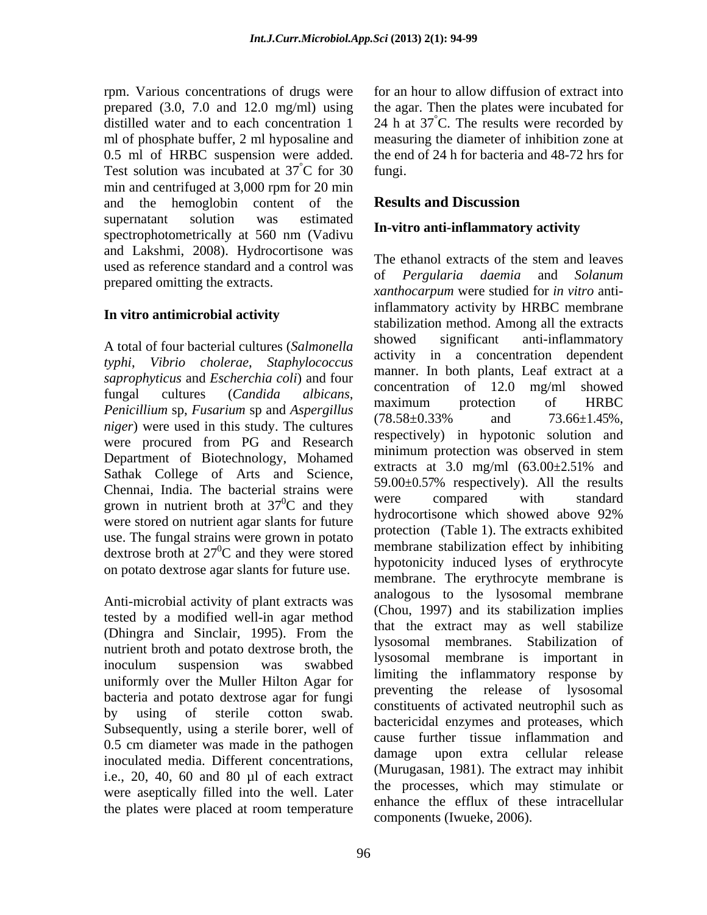rpm. Various concentrations of drugs were prepared (3.0, 7.0 and 12.0 mg/ml) using distilled water and to each concentration 1 ml of phosphate buffer, 2 ml hyposaline and 0.5 ml of HRBC suspension were added. Test solution was incubated at 37°C for 30 min and centrifuged at 3,000 rpm for 20 min and the hemoglobin content of the supernatant solution was estimated spectrophotometrically at 560 nm (Vadivu and Lakshmi, 2008). Hydrocortisone was used as reference standard and a control was prepared omitting the extracts.

### In vitro antimicrobial activity

A total of four bacterial cultures (*Salmonella typhi*, *Vibrio cholerae*, *Staphylococcus saprophyticus* and *Escherchia coli*) and four fungal cultures (*Candida albicans*, *Penicillium* sp, *Fusarium* sp and *Aspergillus niger*) were used in this study. The cultures were procured from PG and Research Department of Biotechnology, Mohamed Sathak College of Arts and Science, Chennai, India. The bacterial strains were grown in nutrient broth at $37^0$C and they were stored on nutrient agar slants for future use. The fungal strains were grown in potato dextrose broth at $27^0$C and they were stored on potato dextrose agar slants for future use.

Anti-microbial activity of plant extracts was tested by a modified well-in agar method (Dhingra and Sinclair, 1995). From the nutrient broth and potato dextrose broth, the inoculum suspension was swabbed uniformly over the Muller Hilton Agar for bacteria and potato dextrose agar for fungi by using of sterile cotton swab. Subsequently, using a sterile borer, well of 0.5 cm diameter was made in the pathogen inoculated media. Different concentrations, i.e., 20, 40, 60 and 80 µl of each extract were aseptically filled into the well. Later the plates were placed at room temperature for an hour to allow diffusion of extract into the agar. Then the plates were incubated for 24 h at 37°C. The results were recorded by measuring the diameter of inhibition zone at the end of 24 h for bacteria and 48-72 hrs for fungi.

## Results and Discussion

### In-vitro anti-inflammatory activity

The ethanol extracts of the stem and leaves of *Pergularia daemia* and *Solanum xanthocarpum* were studied for *in vitro* anti-inflammatory activity by HRBC membrane stabilization method. Among all the extracts showed significant anti-inflammatory activity in a concentration dependent manner. In both plants, Leaf extract at a concentration of 12.0 mg/ml showed maximum protection of HRBC (78.58±0.33% and 73.66±1.45%, respectively) in hypotonic solution and minimum protection was observed in stem extracts at 3.0 mg/ml (63.00±2.51% and 59.00±0.57% respectively). All the results were compared with standard hydrocortisone which showed above 92% protection (Table 1). The extracts exhibited membrane stabilization effect by inhibiting hypotonicity induced lyses of erythrocyte membrane. The erythrocyte membrane is analogous to the lysosomal membrane (Chou, 1997) and its stabilization implies that the extract may as well stabilize lysosomal membranes. Stabilization of lysosomal membrane is important in limiting the inflammatory response by preventing the release of lysosomal constituents of activated neutrophil such as bactericidal enzymes and proteases, which cause further tissue inflammation and damage upon extra cellular release (Murugasan, 1981). The extract may inhibit the processes, which may stimulate or enhance the efflux of these intracellular components (Iwueke, 2006).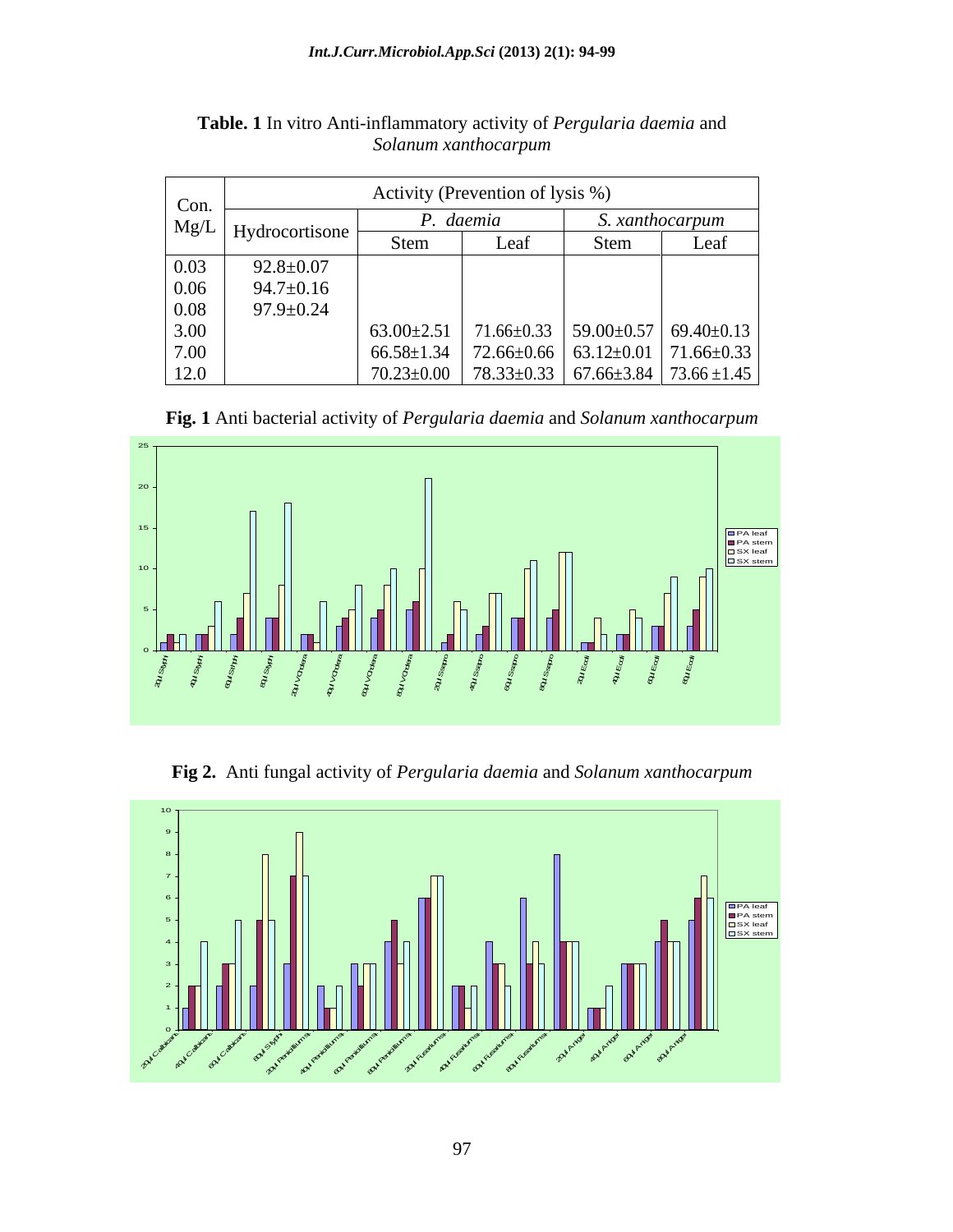**Table. 1** In vitro Anti-inflammatory activity of *Pergularia daemia* and *Solanum xanthocarpum*

| Con. Mg/L | Activity (Prevention of lysis %) | | | | |
|---|---|---|---|---|---|
| | Hydrocortisone | *P. daemia* | | *S. xanthocarpum* | |
| | | Stem | Leaf | Stem | Leaf |
| 0.03 | 92.8±0.07 | | | | |
| 0.06 | 94.7±0.16 | | | | |
| 0.08 | 97.9±0.24 | | | | |
| 3.00 | | 63.00±2.51 | 71.66±0.33 | 59.00±0.57 | 69.40±0.13 |
| 7.00 | | 66.58±1.34 | 72.66±0.66 | 63.12±0.01 | 71.66±0.33 |
| 12.0 | | 70.23±0.00 | 78.33±0.33 | 67.66±3.84 | 73.66 ±1.45 |

**Fig. 1** Anti bacterial activity of *Pergularia daemia* and *Solanum xanthocarpum*

**Fig 2.** Anti fungal activity of *Pergularia daemia* and *Solanum xanthocarpum*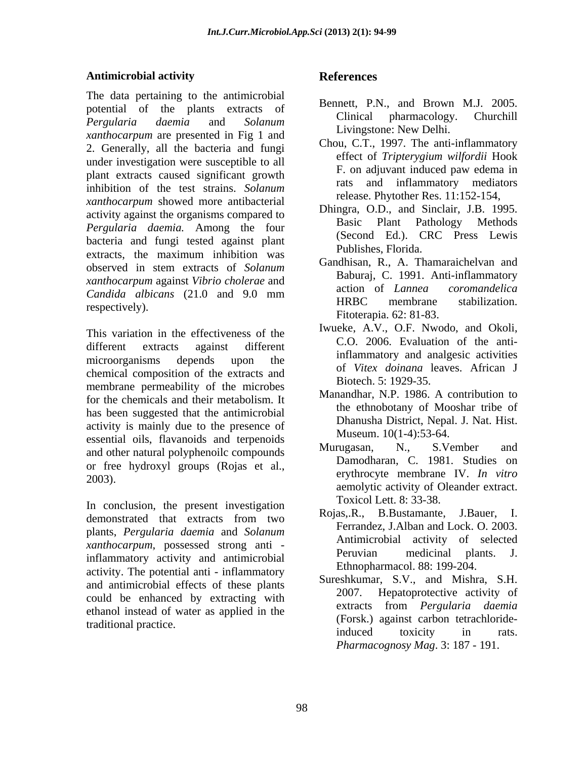## Antimicrobial activity

The data pertaining to the antimicrobial potential of the plants extracts of *Pergularia daemia* and *Solanum xanthocarpum* are presented in Fig 1 and 2. Generally, all the bacteria and fungi under investigation were susceptible to all plant extracts caused significant growth inhibition of the test strains. *Solanum xanthocarpum* showed more antibacterial activity against the organisms compared to *Pergularia daemia.* Among the four bacteria and fungi tested against plant extracts, the maximum inhibition was observed in stem extracts of *Solanum xanthocarpum* against *Vibrio cholerae* and *Candida albicans* (21.0 and 9.0 mm respectively).

This variation in the effectiveness of the different extracts against different microorganisms depends upon the chemical composition of the extracts and membrane permeability of the microbes for the chemicals and their metabolism. It has been suggested that the antimicrobial activity is mainly due to the presence of essential oils, flavanoids and terpenoids and other natural polyphenoilc compounds or free hydroxyl groups (Rojas et al., 2003).

In conclusion, the present investigation demonstrated that extracts from two plants, *Pergularia daemia* and *Solanum xanthocarpum*, possessed strong anti - inflammatory activity and antimicrobial activity. The potential anti - inflammatory and antimicrobial effects of these plants could be enhanced by extracting with ethanol instead of water as applied in the traditional practice.

## References

Bennett, P.N., and Brown M.J. 2005. Clinical pharmacology. Churchill Livingstone: New Delhi.

Chou, C.T., 1997. The anti-inflammatory effect of *Tripterygium wilfordii* Hook F. on adjuvant induced paw edema in rats and inflammatory mediators release. Phytother Res. 11:152-154,

Dhingra, O.D., and Sinclair, J.B. 1995. Basic Plant Pathology Methods (Second Ed.). CRC Press Lewis Publishes, Florida.

Gandhisan, R., A. Thamaraichelvan and Baburaj, C. 1991. Anti-inflammatory action of *Lannea coromandelica* HRBC membrane stabilization. Fitoterapia. 62: 81-83.

Iwueke, A.V., O.F. Nwodo, and Okoli, C.O. 2006. Evaluation of the anti-inflammatory and analgesic activities of *Vitex doinana* leaves. African J Biotech. 5: 1929-35.

Manandhar, N.P. 1986. A contribution to the ethnobotany of Mooshar tribe of Dhanusha District, Nepal. J. Nat. Hist. Museum. 10(1-4):53-64.

Murugasan, N., S.Vember and Damodharan, C. 1981. Studies on erythrocyte membrane IV. *In vitro* aemolytic activity of Oleander extract. Toxicol Lett. 8: 33-38.

Rojas,.R., B.Bustamante, J.Bauer, I. Ferrandez, J.Alban and Lock. O. 2003. Antimicrobial activity of selected Peruvian medicinal plants. J. Ethnopharmacol. 88: 199-204.

Sureshkumar, S.V., and Mishra, S.H. 2007. Hepatoprotective activity of extracts from *Pergularia daemia* (Forsk.) against carbon tetrachloride-induced toxicity in rats. *Pharmacognosy Mag*. 3: 187 - 191.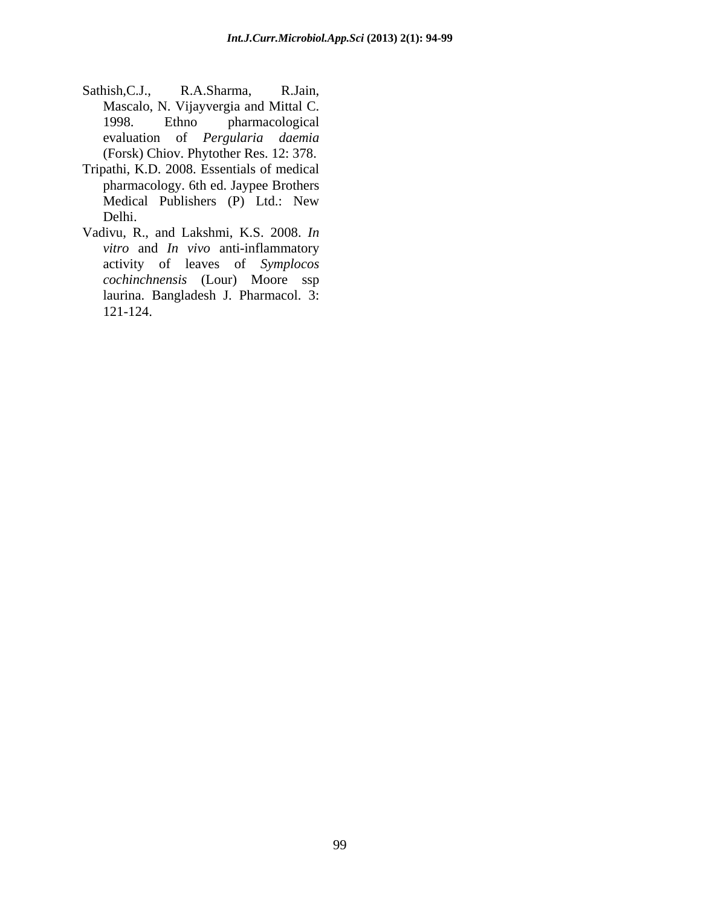Sathish,C.J., R.A.Sharma, R.Jain, Mascalo, N. Vijayvergia and Mittal C. 1998. Ethno pharmacological evaluation of *Pergularia daemia* (Forsk) Chiov. Phytother Res. 12: 378.

Tripathi, K.D. 2008. Essentials of medical pharmacology. 6th ed. Jaypee Brothers Medical Publishers (P) Ltd.: New Delhi.

Vadivu, R., and Lakshmi, K.S. 2008. *In vitro* and *In vivo* anti-inflammatory activity of leaves of *Symplocos cochinchnensis* (Lour) Moore ssp laurina. Bangladesh J. Pharmacol. 3: 121-124.